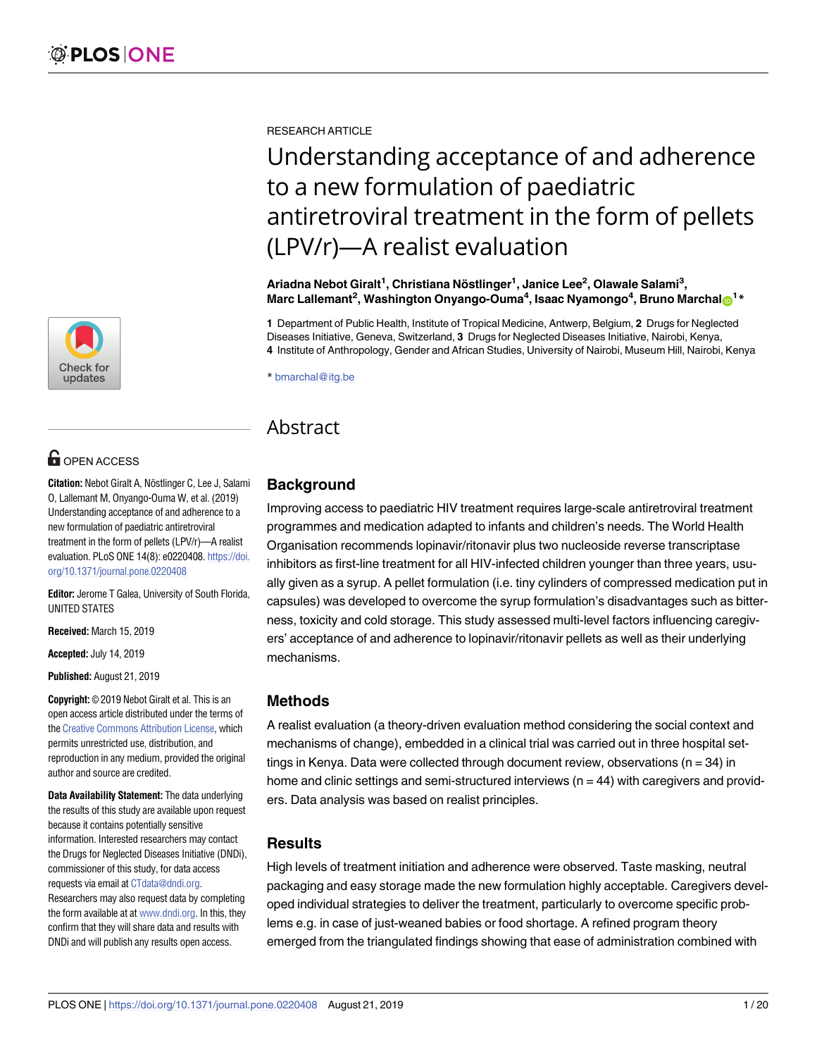RESEARCH ARTICLE

# Understanding acceptance of and adherence to a new formulation of paediatric antiretroviral treatment in the form of pellets (LPV/r)—A realist evaluation

**Ariadna Nebot Giralt[1], Christiana Nöstlinger[1], Janice Lee[2], Olawale Salami[3], Marc Lallemant[2], Washington Onyango-Ouma[4], Isaac Nyamongo[4], Bruno Marchal[1]***

**1** Department of Public Health, Institute of Tropical Medicine, Antwerp, Belgium, **2** Drugs for Neglected Diseases Initiative, Geneva, Switzerland, **3** Drugs for Neglected Diseases Initiative, Nairobi, Kenya, **4** Institute of Anthropology, Gender and African Studies, University of Nairobi, Museum Hill, Nairobi, Kenya

* bmarchal@itg.be

OPEN ACCESS

**Citation:** Nebot Giralt A, Nöstlinger C, Lee J, Salami O, Lallemant M, Onyango-Ouma W, et al. (2019) Understanding acceptance of and adherence to a new formulation of paediatric antiretroviral treatment in the form of pellets (LPV/r)—A realist evaluation. PLoS ONE 14(8): e0220408. https://doi.org/10.1371/journal.pone.0220408

**Editor:** Jerome T Galea, University of South Florida, UNITED STATES

**Received:** March 15, 2019

**Accepted:** July 14, 2019

**Published:** August 21, 2019

**Copyright:** © 2019 Nebot Giralt et al. This is an open access article distributed under the terms of the Creative Commons Attribution License, which permits unrestricted use, distribution, and reproduction in any medium, provided the original author and source are credited.

**Data Availability Statement:** The data underlying the results of this study are available upon request because it contains potentially sensitive information. Interested researchers may contact the Drugs for Neglected Diseases Initiative (DNDi), commissioner of this study, for data access requests via email at CTdata@dndi.org. Researchers may also request data by completing the form available at at www.dndi.org. In this, they confirm that they will share data and results with DNDi and will publish any results open access.

## Abstract

### Background

Improving access to paediatric HIV treatment requires large-scale antiretroviral treatment programmes and medication adapted to infants and children's needs. The World Health Organisation recommends lopinavir/ritonavir plus two nucleoside reverse transcriptase inhibitors as first-line treatment for all HIV-infected children younger than three years, usually given as a syrup. A pellet formulation (i.e. tiny cylinders of compressed medication put in capsules) was developed to overcome the syrup formulation's disadvantages such as bitterness, toxicity and cold storage. This study assessed multi-level factors influencing caregivers' acceptance of and adherence to lopinavir/ritonavir pellets as well as their underlying mechanisms.

### Methods

A realist evaluation (a theory-driven evaluation method considering the social context and mechanisms of change), embedded in a clinical trial was carried out in three hospital settings in Kenya. Data were collected through document review, observations (n = 34) in home and clinic settings and semi-structured interviews (n = 44) with caregivers and providers. Data analysis was based on realist principles.

### Results

High levels of treatment initiation and adherence were observed. Taste masking, neutral packaging and easy storage made the new formulation highly acceptable. Caregivers developed individual strategies to deliver the treatment, particularly to overcome specific problems e.g. in case of just-weaned babies or food shortage. A refined program theory emerged from the triangulated findings showing that ease of administration combined with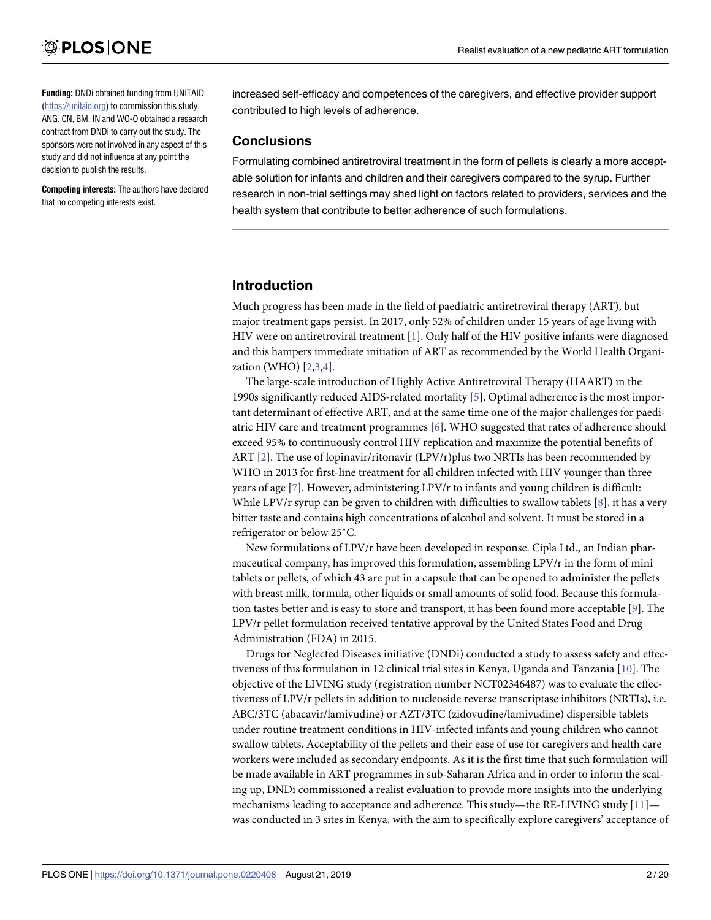**Funding:** DNDi obtained funding from UNITAID (https://unitaid.org) to commission this study. ANG, CN, BM, IN and WO-O obtained a research contract from DNDi to carry out the study. The sponsors were not involved in any aspect of this study and did not influence at any point the decision to publish the results.

**Competing interests:** The authors have declared that no competing interests exist.

increased self-efficacy and competences of the caregivers, and effective provider support contributed to high levels of adherence.

## Conclusions

Formulating combined antiretroviral treatment in the form of pellets is clearly a more acceptable solution for infants and children and their caregivers compared to the syrup. Further research in non-trial settings may shed light on factors related to providers, services and the health system that contribute to better adherence of such formulations.

## Introduction

Much progress has been made in the field of paediatric antiretroviral therapy (ART), but major treatment gaps persist. In 2017, only 52% of children under 15 years of age living with HIV were on antiretroviral treatment [1]. Only half of the HIV positive infants were diagnosed and this hampers immediate initiation of ART as recommended by the World Health Organization (WHO) [2,3,4].

The large-scale introduction of Highly Active Antiretroviral Therapy (HAART) in the 1990s significantly reduced AIDS-related mortality [5]. Optimal adherence is the most important determinant of effective ART, and at the same time one of the major challenges for paediatric HIV care and treatment programmes [6]. WHO suggested that rates of adherence should exceed 95% to continuously control HIV replication and maximize the potential benefits of ART [2]. The use of lopinavir/ritonavir (LPV/r)plus two NRTIs has been recommended by WHO in 2013 for first-line treatment for all children infected with HIV younger than three years of age [7]. However, administering LPV/r to infants and young children is difficult: While LPV/r syrup can be given to children with difficulties to swallow tablets [8], it has a very bitter taste and contains high concentrations of alcohol and solvent. It must be stored in a refrigerator or below 25˚C.

New formulations of LPV/r have been developed in response. Cipla Ltd., an Indian pharmaceutical company, has improved this formulation, assembling LPV/r in the form of mini tablets or pellets, of which 43 are put in a capsule that can be opened to administer the pellets with breast milk, formula, other liquids or small amounts of solid food. Because this formulation tastes better and is easy to store and transport, it has been found more acceptable [9]. The LPV/r pellet formulation received tentative approval by the United States Food and Drug Administration (FDA) in 2015.

Drugs for Neglected Diseases initiative (DNDi) conducted a study to assess safety and effectiveness of this formulation in 12 clinical trial sites in Kenya, Uganda and Tanzania [10]. The objective of the LIVING study (registration number NCT02346487) was to evaluate the effectiveness of LPV/r pellets in addition to nucleoside reverse transcriptase inhibitors (NRTIs), i.e. ABC/3TC (abacavir/lamivudine) or AZT/3TC (zidovudine/lamivudine) dispersible tablets under routine treatment conditions in HIV-infected infants and young children who cannot swallow tablets. Acceptability of the pellets and their ease of use for caregivers and health care workers were included as secondary endpoints. As it is the first time that such formulation will be made available in ART programmes in sub-Saharan Africa and in order to inform the scaling up, DNDi commissioned a realist evaluation to provide more insights into the underlying mechanisms leading to acceptance and adherence. This study—the RE-LIVING study [11]—was conducted in 3 sites in Kenya, with the aim to specifically explore caregivers' acceptance of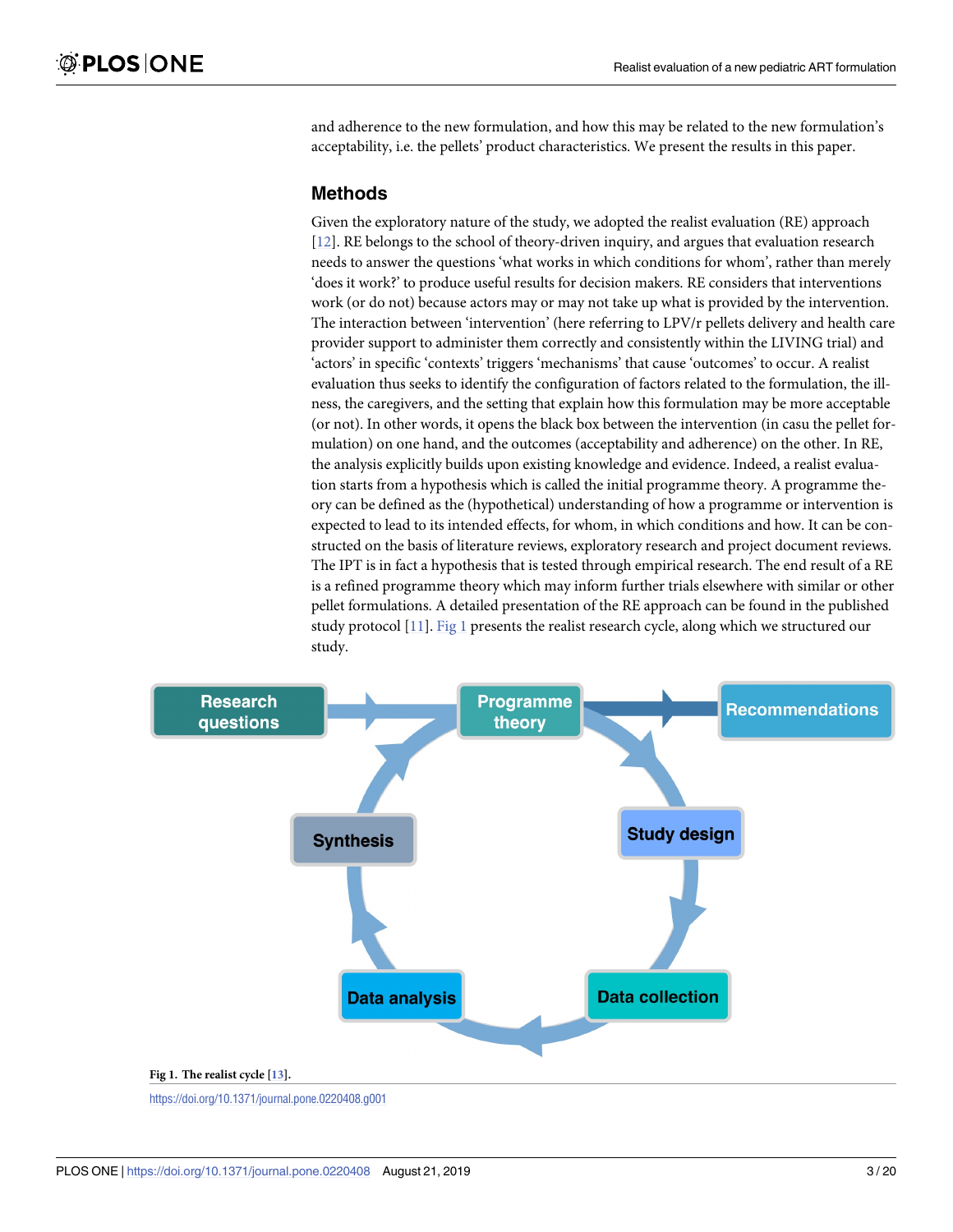and adherence to the new formulation, and how this may be related to the new formulation's acceptability, i.e. the pellets' product characteristics. We present the results in this paper.

## Methods

Given the exploratory nature of the study, we adopted the realist evaluation (RE) approach [12]. RE belongs to the school of theory-driven inquiry, and argues that evaluation research needs to answer the questions 'what works in which conditions for whom', rather than merely 'does it work?' to produce useful results for decision makers. RE considers that interventions work (or do not) because actors may or may not take up what is provided by the intervention. The interaction between 'intervention' (here referring to LPV/r pellets delivery and health care provider support to administer them correctly and consistently within the LIVING trial) and 'actors' in specific 'contexts' triggers 'mechanisms' that cause 'outcomes' to occur. A realist evaluation thus seeks to identify the configuration of factors related to the formulation, the illness, the caregivers, and the setting that explain how this formulation may be more acceptable (or not). In other words, it opens the black box between the intervention (in casu the pellet formulation) on one hand, and the outcomes (acceptability and adherence) on the other. In RE, the analysis explicitly builds upon existing knowledge and evidence. Indeed, a realist evaluation starts from a hypothesis which is called the initial programme theory. A programme theory can be defined as the (hypothetical) understanding of how a programme or intervention is expected to lead to its intended effects, for whom, in which conditions and how. It can be constructed on the basis of literature reviews, exploratory research and project document reviews. The IPT is in fact a hypothesis that is tested through empirical research. The end result of a RE is a refined programme theory which may inform further trials elsewhere with similar or other pellet formulations. A detailed presentation of the RE approach can be found in the published study protocol [11]. Fig 1 presents the realist research cycle, along which we structured our study.

Research questions → Programme theory → Recommendations; Programme theory → Study design → Data collection → Data analysis → Synthesis → Programme theory

**Fig 1. The realist cycle [13].**

https://doi.org/10.1371/journal.pone.0220408.g001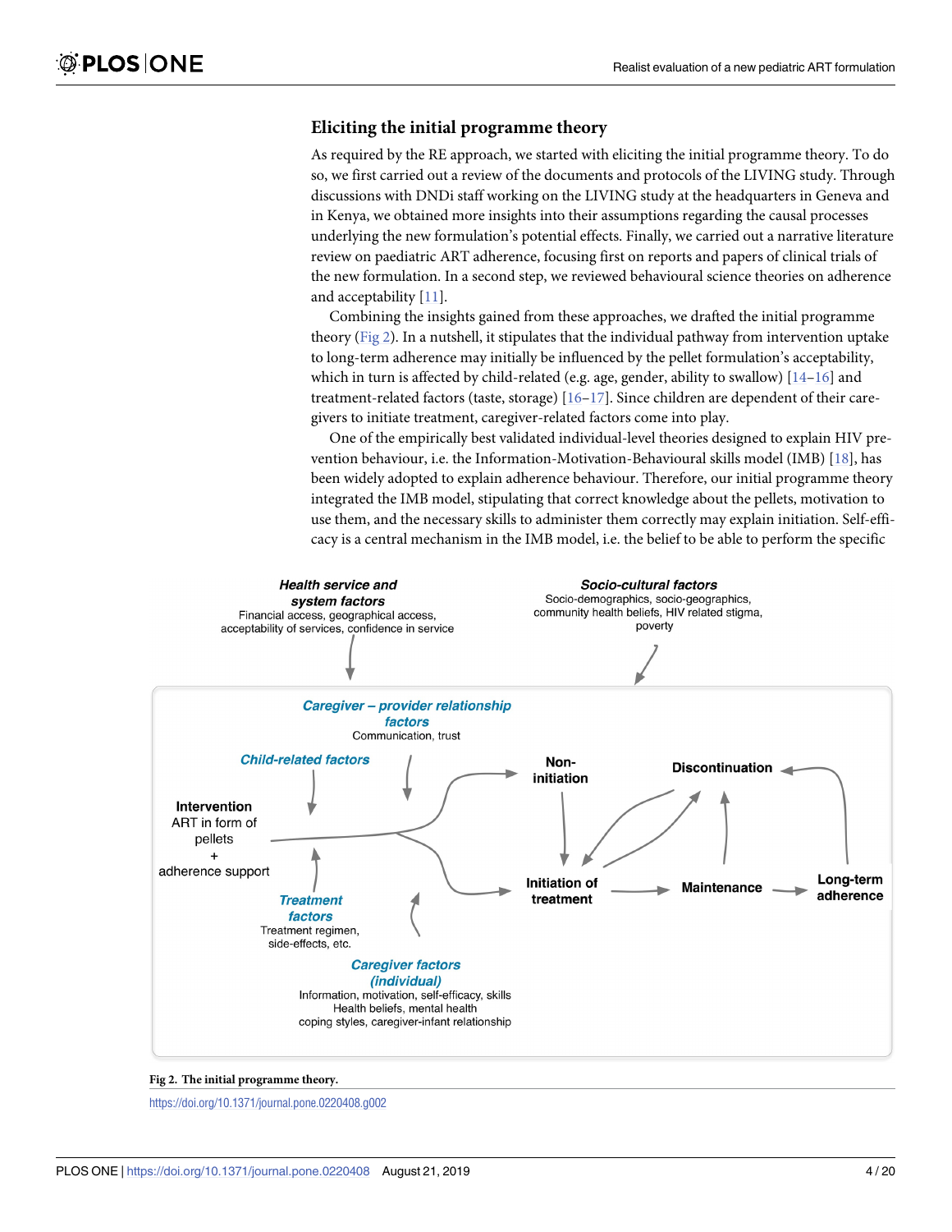### Eliciting the initial programme theory

As required by the RE approach, we started with eliciting the initial programme theory. To do so, we first carried out a review of the documents and protocols of the LIVING study. Through discussions with DNDi staff working on the LIVING study at the headquarters in Geneva and in Kenya, we obtained more insights into their assumptions regarding the causal processes underlying the new formulation's potential effects. Finally, we carried out a narrative literature review on paediatric ART adherence, focusing first on reports and papers of clinical trials of the new formulation. In a second step, we reviewed behavioural science theories on adherence and acceptability [11].

Combining the insights gained from these approaches, we drafted the initial programme theory (Fig 2). In a nutshell, it stipulates that the individual pathway from intervention uptake to long-term adherence may initially be influenced by the pellet formulation's acceptability, which in turn is affected by child-related (e.g. age, gender, ability to swallow) [14–16] and treatment-related factors (taste, storage) [16–17]. Since children are dependent of their caregivers to initiate treatment, caregiver-related factors come into play.

One of the empirically best validated individual-level theories designed to explain HIV prevention behaviour, i.e. the Information-Motivation-Behavioural skills model (IMB) [18], has been widely adopted to explain adherence behaviour. Therefore, our initial programme theory integrated the IMB model, stipulating that correct knowledge about the pellets, motivation to use them, and the necessary skills to administer them correctly may explain initiation. Self-efficacy is a central mechanism in the IMB model, i.e. the belief to be able to perform the specific

**Fig 2. The initial programme theory.**

https://doi.org/10.1371/journal.pone.0220408.g002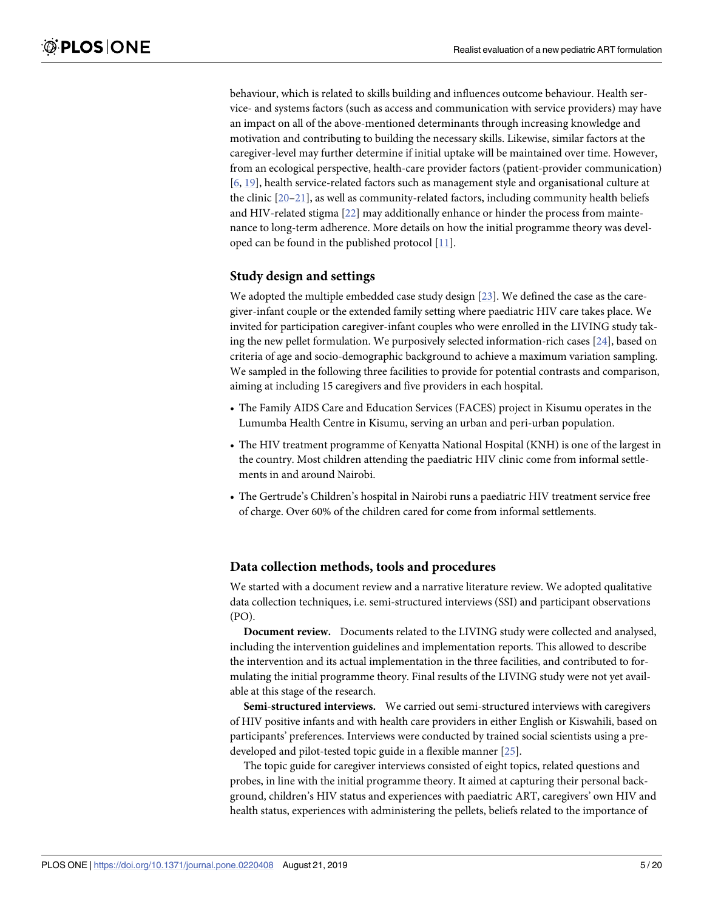behaviour, which is related to skills building and influences outcome behaviour. Health service- and systems factors (such as access and communication with service providers) may have an impact on all of the above-mentioned determinants through increasing knowledge and motivation and contributing to building the necessary skills. Likewise, similar factors at the caregiver-level may further determine if initial uptake will be maintained over time. However, from an ecological perspective, health-care provider factors (patient-provider communication) [6, 19], health service-related factors such as management style and organisational culture at the clinic [20–21], as well as community-related factors, including community health beliefs and HIV-related stigma [22] may additionally enhance or hinder the process from maintenance to long-term adherence. More details on how the initial programme theory was developed can be found in the published protocol [11].

## Study design and settings

We adopted the multiple embedded case study design [23]. We defined the case as the caregiver-infant couple or the extended family setting where paediatric HIV care takes place. We invited for participation caregiver-infant couples who were enrolled in the LIVING study taking the new pellet formulation. We purposively selected information-rich cases [24], based on criteria of age and socio-demographic background to achieve a maximum variation sampling. We sampled in the following three facilities to provide for potential contrasts and comparison, aiming at including 15 caregivers and five providers in each hospital.

- The Family AIDS Care and Education Services (FACES) project in Kisumu operates in the Lumumba Health Centre in Kisumu, serving an urban and peri-urban population.
- The HIV treatment programme of Kenyatta National Hospital (KNH) is one of the largest in the country. Most children attending the paediatric HIV clinic come from informal settlements in and around Nairobi.
- The Gertrude's Children's hospital in Nairobi runs a paediatric HIV treatment service free of charge. Over 60% of the children cared for come from informal settlements.

## Data collection methods, tools and procedures

We started with a document review and a narrative literature review. We adopted qualitative data collection techniques, i.e. semi-structured interviews (SSI) and participant observations (PO).

**Document review.** Documents related to the LIVING study were collected and analysed, including the intervention guidelines and implementation reports. This allowed to describe the intervention and its actual implementation in the three facilities, and contributed to formulating the initial programme theory. Final results of the LIVING study were not yet available at this stage of the research.

**Semi-structured interviews.** We carried out semi-structured interviews with caregivers of HIV positive infants and with health care providers in either English or Kiswahili, based on participants' preferences. Interviews were conducted by trained social scientists using a pre-developed and pilot-tested topic guide in a flexible manner [25].

The topic guide for caregiver interviews consisted of eight topics, related questions and probes, in line with the initial programme theory. It aimed at capturing their personal background, children's HIV status and experiences with paediatric ART, caregivers' own HIV and health status, experiences with administering the pellets, beliefs related to the importance of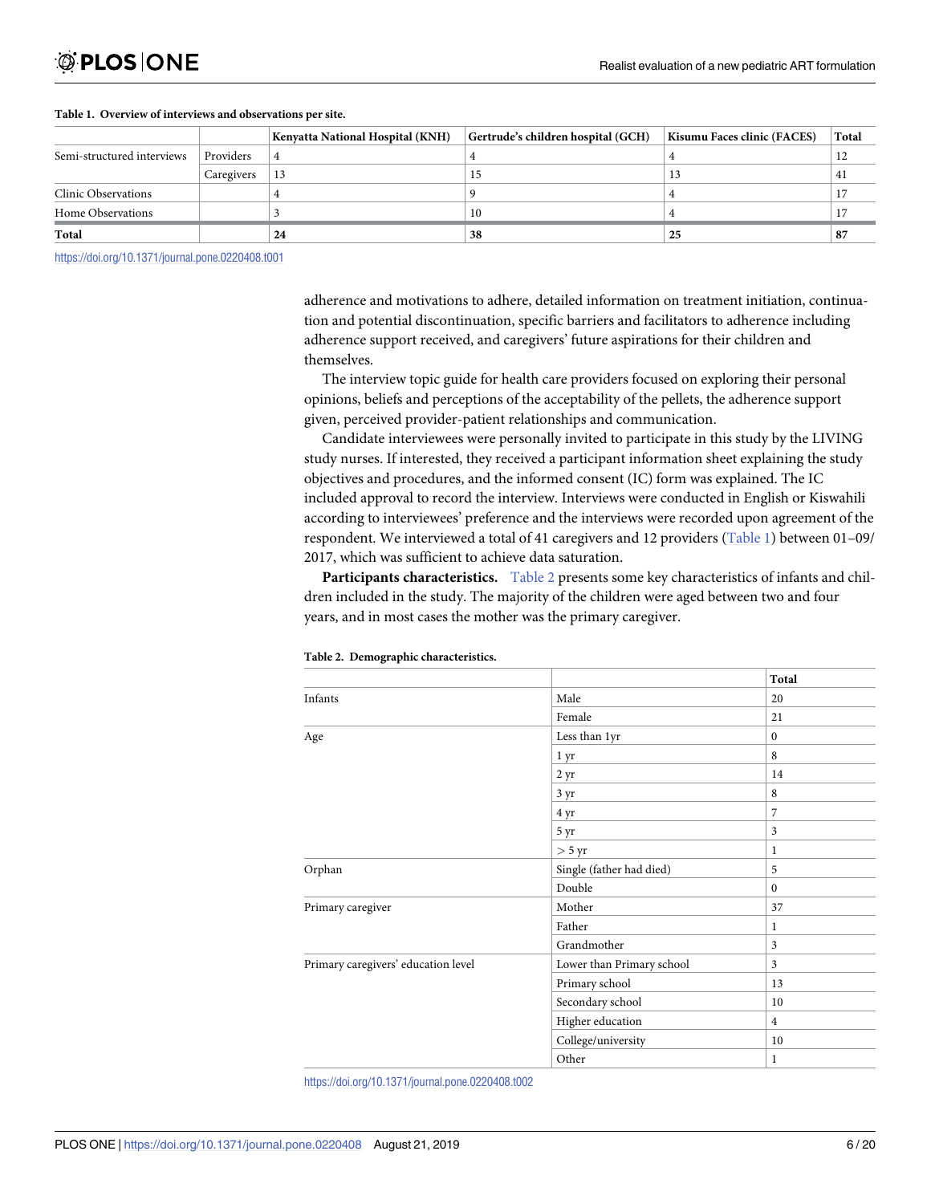**Table 1. Overview of interviews and observations per site.**

| | | Kenyatta National Hospital (KNH) | Gertrude's children hospital (GCH) | Kisumu Faces clinic (FACES) | Total |
|---|---|---|---|---|---|
| Semi-structured interviews | Providers | 4 | 4 | 4 | 12 |
| | Caregivers | 13 | 15 | 13 | 41 |
| Clinic Observations | | 4 | 9 | 4 | 17 |
| Home Observations | | 3 | 10 | 4 | 17 |
| **Total** | | **24** | **38** | **25** | **87** |

https://doi.org/10.1371/journal.pone.0220408.t001

adherence and motivations to adhere, detailed information on treatment initiation, continuation and potential discontinuation, specific barriers and facilitators to adherence including adherence support received, and caregivers' future aspirations for their children and themselves.

The interview topic guide for health care providers focused on exploring their personal opinions, beliefs and perceptions of the acceptability of the pellets, the adherence support given, perceived provider-patient relationships and communication.

Candidate interviewees were personally invited to participate in this study by the LIVING study nurses. If interested, they received a participant information sheet explaining the study objectives and procedures, and the informed consent (IC) form was explained. The IC included approval to record the interview. Interviews were conducted in English or Kiswahili according to interviewees' preference and the interviews were recorded upon agreement of the respondent. We interviewed a total of 41 caregivers and 12 providers (Table 1) between 01–09/2017, which was sufficient to achieve data saturation.

**Participants characteristics.** Table 2 presents some key characteristics of infants and children included in the study. The majority of the children were aged between two and four years, and in most cases the mother was the primary caregiver.

**Table 2. Demographic characteristics.**

| | | Total |
|---|---|---|
| Infants | Male | 20 |
| | Female | 21 |
| Age | Less than 1yr | 0 |
| | 1 yr | 8 |
| | 2 yr | 14 |
| | 3 yr | 8 |
| | 4 yr | 7 |
| | 5 yr | 3 |
| | > 5 yr | 1 |
| Orphan | Single (father had died) | 5 |
| | Double | 0 |
| Primary caregiver | Mother | 37 |
| | Father | 1 |
| | Grandmother | 3 |
| Primary caregivers' education level | Lower than Primary school | 3 |
| | Primary school | 13 |
| | Secondary school | 10 |
| | Higher education | 4 |
| | College/university | 10 |
| | Other | 1 |

https://doi.org/10.1371/journal.pone.0220408.t002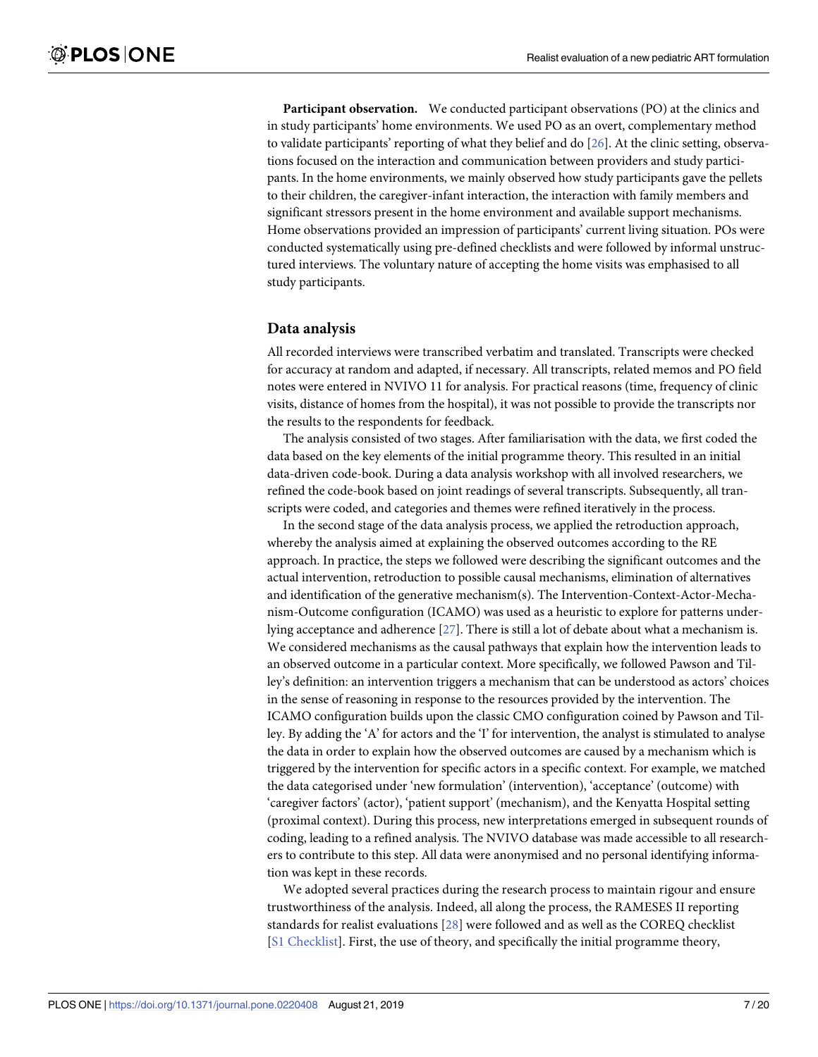**Participant observation.** We conducted participant observations (PO) at the clinics and in study participants' home environments. We used PO as an overt, complementary method to validate participants' reporting of what they belief and do [26]. At the clinic setting, observations focused on the interaction and communication between providers and study participants. In the home environments, we mainly observed how study participants gave the pellets to their children, the caregiver-infant interaction, the interaction with family members and significant stressors present in the home environment and available support mechanisms. Home observations provided an impression of participants' current living situation. POs were conducted systematically using pre-defined checklists and were followed by informal unstructured interviews. The voluntary nature of accepting the home visits was emphasised to all study participants.

## Data analysis

All recorded interviews were transcribed verbatim and translated. Transcripts were checked for accuracy at random and adapted, if necessary. All transcripts, related memos and PO field notes were entered in NVIVO 11 for analysis. For practical reasons (time, frequency of clinic visits, distance of homes from the hospital), it was not possible to provide the transcripts nor the results to the respondents for feedback.

The analysis consisted of two stages. After familiarisation with the data, we first coded the data based on the key elements of the initial programme theory. This resulted in an initial data-driven code-book. During a data analysis workshop with all involved researchers, we refined the code-book based on joint readings of several transcripts. Subsequently, all transcripts were coded, and categories and themes were refined iteratively in the process.

In the second stage of the data analysis process, we applied the retroduction approach, whereby the analysis aimed at explaining the observed outcomes according to the RE approach. In practice, the steps we followed were describing the significant outcomes and the actual intervention, retroduction to possible causal mechanisms, elimination of alternatives and identification of the generative mechanism(s). The Intervention-Context-Actor-Mechanism-Outcome configuration (ICAMO) was used as a heuristic to explore for patterns underlying acceptance and adherence [27]. There is still a lot of debate about what a mechanism is. We considered mechanisms as the causal pathways that explain how the intervention leads to an observed outcome in a particular context. More specifically, we followed Pawson and Tilley's definition: an intervention triggers a mechanism that can be understood as actors' choices in the sense of reasoning in response to the resources provided by the intervention. The ICAMO configuration builds upon the classic CMO configuration coined by Pawson and Tilley. By adding the 'A' for actors and the 'I' for intervention, the analyst is stimulated to analyse the data in order to explain how the observed outcomes are caused by a mechanism which is triggered by the intervention for specific actors in a specific context. For example, we matched the data categorised under 'new formulation' (intervention), 'acceptance' (outcome) with 'caregiver factors' (actor), 'patient support' (mechanism), and the Kenyatta Hospital setting (proximal context). During this process, new interpretations emerged in subsequent rounds of coding, leading to a refined analysis. The NVIVO database was made accessible to all researchers to contribute to this step. All data were anonymised and no personal identifying information was kept in these records.

We adopted several practices during the research process to maintain rigour and ensure trustworthiness of the analysis. Indeed, all along the process, the RAMESES II reporting standards for realist evaluations [28] were followed and as well as the COREQ checklist [S1 Checklist]. First, the use of theory, and specifically the initial programme theory,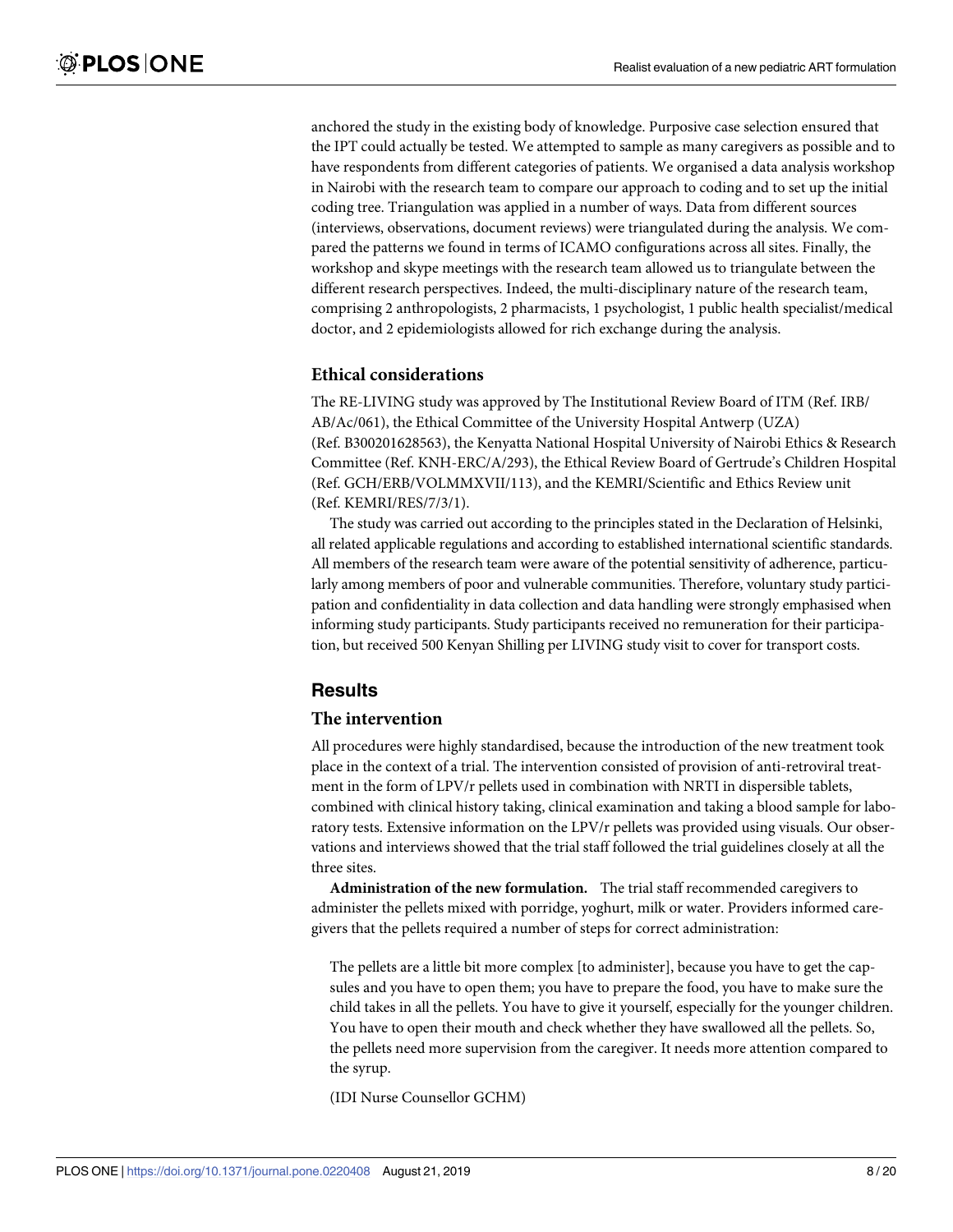anchored the study in the existing body of knowledge. Purposive case selection ensured that the IPT could actually be tested. We attempted to sample as many caregivers as possible and to have respondents from different categories of patients. We organised a data analysis workshop in Nairobi with the research team to compare our approach to coding and to set up the initial coding tree. Triangulation was applied in a number of ways. Data from different sources (interviews, observations, document reviews) were triangulated during the analysis. We compared the patterns we found in terms of ICAMO configurations across all sites. Finally, the workshop and skype meetings with the research team allowed us to triangulate between the different research perspectives. Indeed, the multi-disciplinary nature of the research team, comprising 2 anthropologists, 2 pharmacists, 1 psychologist, 1 public health specialist/medical doctor, and 2 epidemiologists allowed for rich exchange during the analysis.

### Ethical considerations

The RE-LIVING study was approved by The Institutional Review Board of ITM (Ref. IRB/AB/Ac/061), the Ethical Committee of the University Hospital Antwerp (UZA) (Ref. B300201628563), the Kenyatta National Hospital University of Nairobi Ethics & Research Committee (Ref. KNH-ERC/A/293), the Ethical Review Board of Gertrude's Children Hospital (Ref. GCH/ERB/VOLMMXVII/113), and the KEMRI/Scientific and Ethics Review unit (Ref. KEMRI/RES/7/3/1).

The study was carried out according to the principles stated in the Declaration of Helsinki, all related applicable regulations and according to established international scientific standards. All members of the research team were aware of the potential sensitivity of adherence, particularly among members of poor and vulnerable communities. Therefore, voluntary study participation and confidentiality in data collection and data handling were strongly emphasised when informing study participants. Study participants received no remuneration for their participation, but received 500 Kenyan Shilling per LIVING study visit to cover for transport costs.

## Results

### The intervention

All procedures were highly standardised, because the introduction of the new treatment took place in the context of a trial. The intervention consisted of provision of anti-retroviral treatment in the form of LPV/r pellets used in combination with NRTI in dispersible tablets, combined with clinical history taking, clinical examination and taking a blood sample for laboratory tests. Extensive information on the LPV/r pellets was provided using visuals. Our observations and interviews showed that the trial staff followed the trial guidelines closely at all the three sites.

**Administration of the new formulation.** The trial staff recommended caregivers to administer the pellets mixed with porridge, yoghurt, milk or water. Providers informed caregivers that the pellets required a number of steps for correct administration:

> The pellets are a little bit more complex [to administer], because you have to get the capsules and you have to open them; you have to prepare the food, you have to make sure the child takes in all the pellets. You have to give it yourself, especially for the younger children. You have to open their mouth and check whether they have swallowed all the pellets. So, the pellets need more supervision from the caregiver. It needs more attention compared to the syrup.
>
> (IDI Nurse Counsellor GCHM)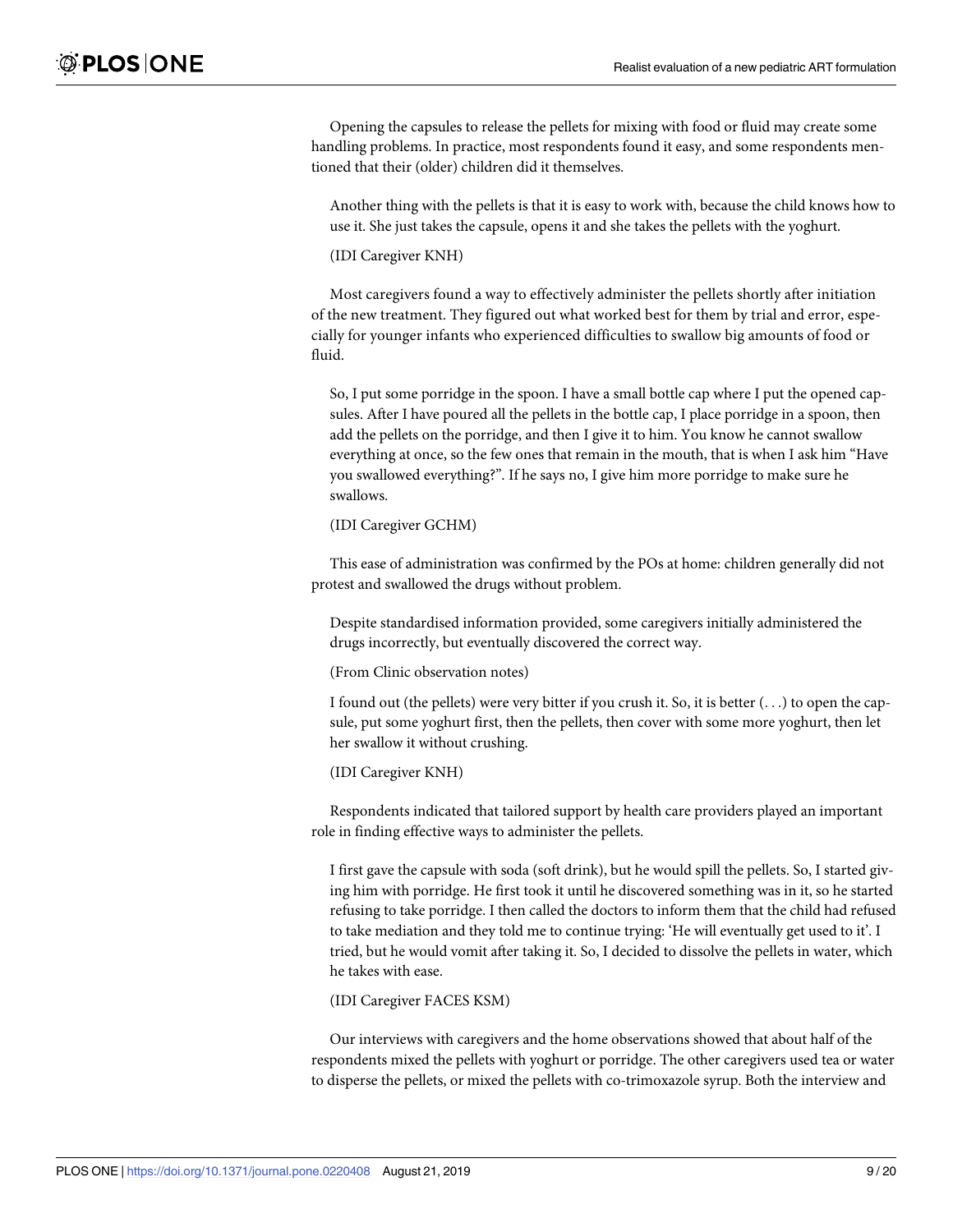Opening the capsules to release the pellets for mixing with food or fluid may create some handling problems. In practice, most respondents found it easy, and some respondents mentioned that their (older) children did it themselves.

> Another thing with the pellets is that it is easy to work with, because the child knows how to use it. She just takes the capsule, opens it and she takes the pellets with the yoghurt.
>
> (IDI Caregiver KNH)

Most caregivers found a way to effectively administer the pellets shortly after initiation of the new treatment. They figured out what worked best for them by trial and error, especially for younger infants who experienced difficulties to swallow big amounts of food or fluid.

> So, I put some porridge in the spoon. I have a small bottle cap where I put the opened capsules. After I have poured all the pellets in the bottle cap, I place porridge in a spoon, then add the pellets on the porridge, and then I give it to him. You know he cannot swallow everything at once, so the few ones that remain in the mouth, that is when I ask him "Have you swallowed everything?". If he says no, I give him more porridge to make sure he swallows.
>
> (IDI Caregiver GCHM)

This ease of administration was confirmed by the POs at home: children generally did not protest and swallowed the drugs without problem.

> Despite standardised information provided, some caregivers initially administered the drugs incorrectly, but eventually discovered the correct way.
>
> (From Clinic observation notes)
>
> I found out (the pellets) were very bitter if you crush it. So, it is better (. . .) to open the capsule, put some yoghurt first, then the pellets, then cover with some more yoghurt, then let her swallow it without crushing.
>
> (IDI Caregiver KNH)

Respondents indicated that tailored support by health care providers played an important role in finding effective ways to administer the pellets.

> I first gave the capsule with soda (soft drink), but he would spill the pellets. So, I started giving him with porridge. He first took it until he discovered something was in it, so he started refusing to take porridge. I then called the doctors to inform them that the child had refused to take mediation and they told me to continue trying: 'He will eventually get used to it'. I tried, but he would vomit after taking it. So, I decided to dissolve the pellets in water, which he takes with ease.
>
> (IDI Caregiver FACES KSM)

Our interviews with caregivers and the home observations showed that about half of the respondents mixed the pellets with yoghurt or porridge. The other caregivers used tea or water to disperse the pellets, or mixed the pellets with co-trimoxazole syrup. Both the interview and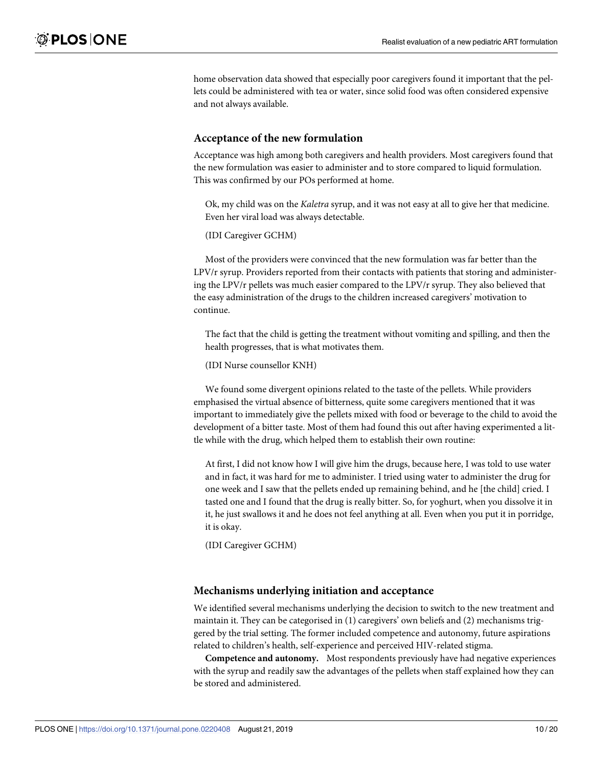home observation data showed that especially poor caregivers found it important that the pellets could be administered with tea or water, since solid food was often considered expensive and not always available.

## Acceptance of the new formulation

Acceptance was high among both caregivers and health providers. Most caregivers found that the new formulation was easier to administer and to store compared to liquid formulation. This was confirmed by our POs performed at home.

> Ok, my child was on the *Kaletra* syrup, and it was not easy at all to give her that medicine. Even her viral load was always detectable.
>
> (IDI Caregiver GCHM)

Most of the providers were convinced that the new formulation was far better than the LPV/r syrup. Providers reported from their contacts with patients that storing and administering the LPV/r pellets was much easier compared to the LPV/r syrup. They also believed that the easy administration of the drugs to the children increased caregivers' motivation to continue.

> The fact that the child is getting the treatment without vomiting and spilling, and then the health progresses, that is what motivates them.
>
> (IDI Nurse counsellor KNH)

We found some divergent opinions related to the taste of the pellets. While providers emphasised the virtual absence of bitterness, quite some caregivers mentioned that it was important to immediately give the pellets mixed with food or beverage to the child to avoid the development of a bitter taste. Most of them had found this out after having experimented a little while with the drug, which helped them to establish their own routine:

> At first, I did not know how I will give him the drugs, because here, I was told to use water and in fact, it was hard for me to administer. I tried using water to administer the drug for one week and I saw that the pellets ended up remaining behind, and he [the child] cried. I tasted one and I found that the drug is really bitter. So, for yoghurt, when you dissolve it in it, he just swallows it and he does not feel anything at all. Even when you put it in porridge, it is okay.
>
> (IDI Caregiver GCHM)

## Mechanisms underlying initiation and acceptance

We identified several mechanisms underlying the decision to switch to the new treatment and maintain it. They can be categorised in (1) caregivers' own beliefs and (2) mechanisms triggered by the trial setting. The former included competence and autonomy, future aspirations related to children's health, self-experience and perceived HIV-related stigma.

**Competence and autonomy.** Most respondents previously have had negative experiences with the syrup and readily saw the advantages of the pellets when staff explained how they can be stored and administered.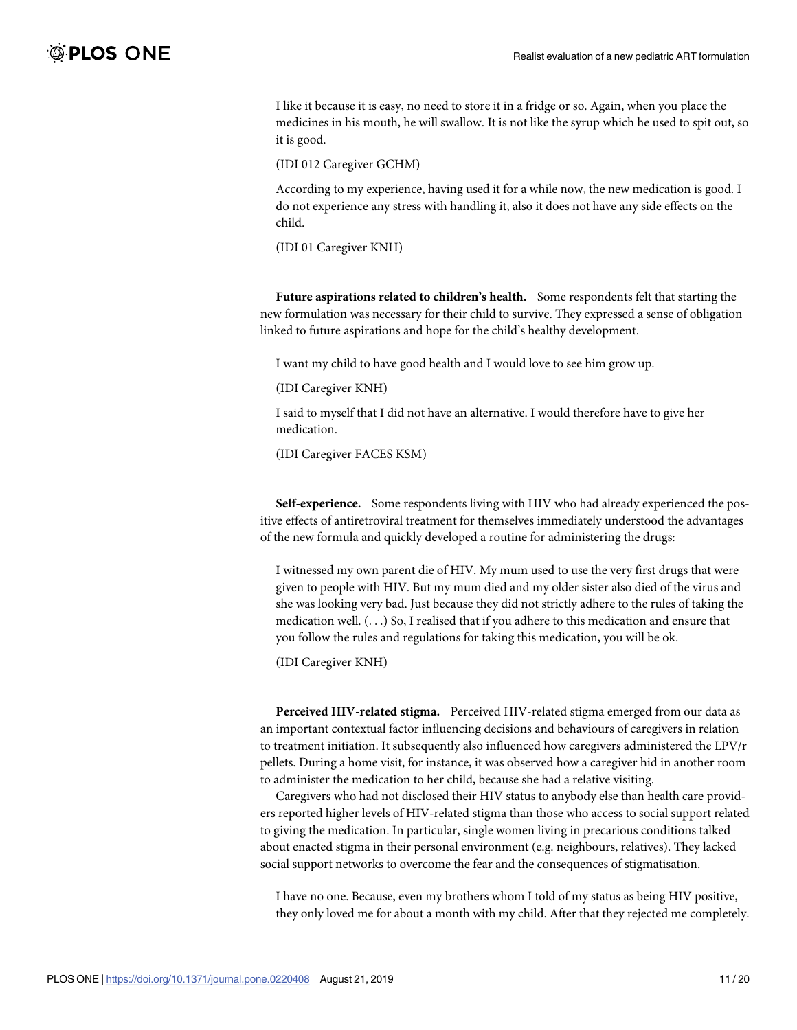> I like it because it is easy, no need to store it in a fridge or so. Again, when you place the medicines in his mouth, he will swallow. It is not like the syrup which he used to spit out, so it is good.
>
> (IDI 012 Caregiver GCHM)

> According to my experience, having used it for a while now, the new medication is good. I do not experience any stress with handling it, also it does not have any side effects on the child.
>
> (IDI 01 Caregiver KNH)

**Future aspirations related to children's health.** Some respondents felt that starting the new formulation was necessary for their child to survive. They expressed a sense of obligation linked to future aspirations and hope for the child's healthy development.

> I want my child to have good health and I would love to see him grow up.
>
> (IDI Caregiver KNH)

> I said to myself that I did not have an alternative. I would therefore have to give her medication.
>
> (IDI Caregiver FACES KSM)

**Self-experience.** Some respondents living with HIV who had already experienced the positive effects of antiretroviral treatment for themselves immediately understood the advantages of the new formula and quickly developed a routine for administering the drugs:

> I witnessed my own parent die of HIV. My mum used to use the very first drugs that were given to people with HIV. But my mum died and my older sister also died of the virus and she was looking very bad. Just because they did not strictly adhere to the rules of taking the medication well. (. . .) So, I realised that if you adhere to this medication and ensure that you follow the rules and regulations for taking this medication, you will be ok.
>
> (IDI Caregiver KNH)

**Perceived HIV-related stigma.** Perceived HIV-related stigma emerged from our data as an important contextual factor influencing decisions and behaviours of caregivers in relation to treatment initiation. It subsequently also influenced how caregivers administered the LPV/r pellets. During a home visit, for instance, it was observed how a caregiver hid in another room to administer the medication to her child, because she had a relative visiting.

Caregivers who had not disclosed their HIV status to anybody else than health care providers reported higher levels of HIV-related stigma than those who access to social support related to giving the medication. In particular, single women living in precarious conditions talked about enacted stigma in their personal environment (e.g. neighbours, relatives). They lacked social support networks to overcome the fear and the consequences of stigmatisation.

> I have no one. Because, even my brothers whom I told of my status as being HIV positive, they only loved me for about a month with my child. After that they rejected me completely.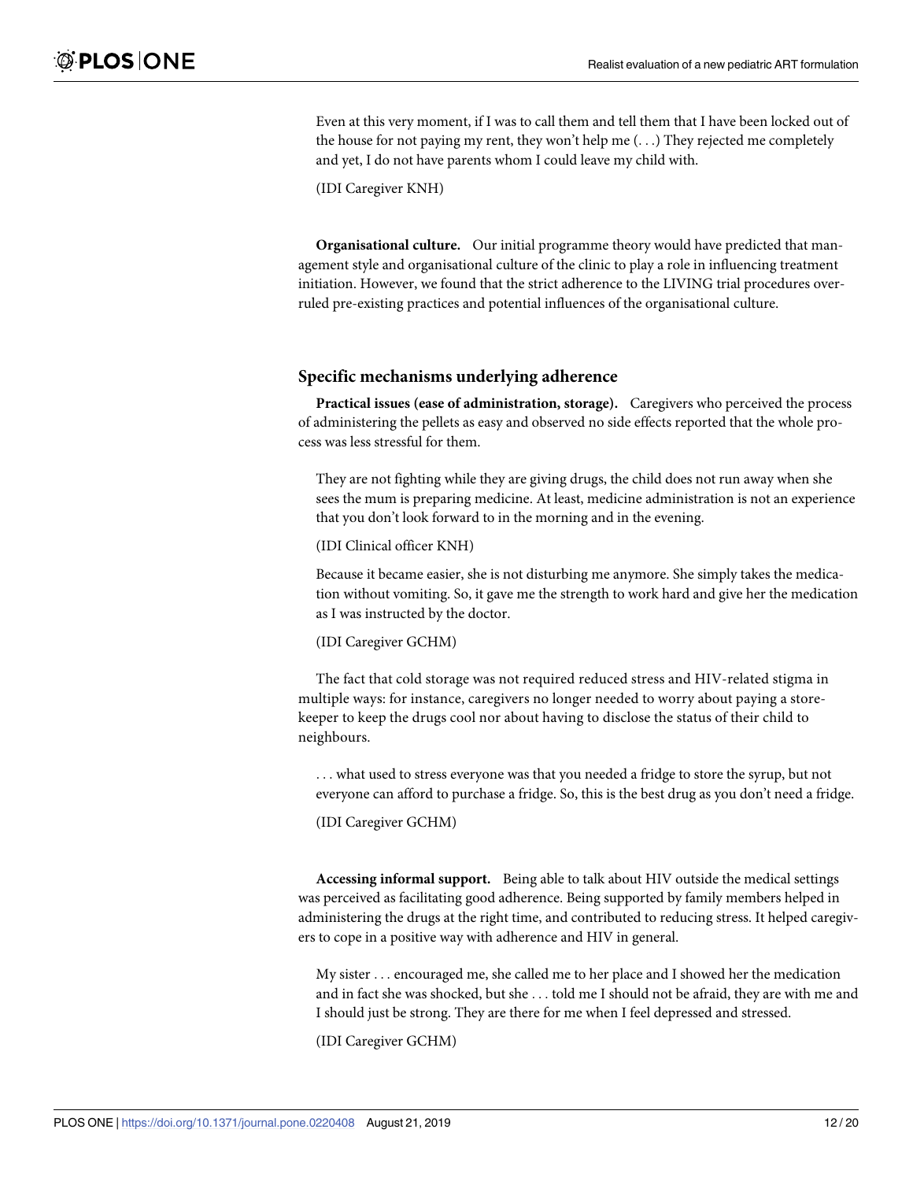Even at this very moment, if I was to call them and tell them that I have been locked out of the house for not paying my rent, they won't help me (. . .) They rejected me completely and yet, I do not have parents whom I could leave my child with.

(IDI Caregiver KNH)

**Organisational culture.** Our initial programme theory would have predicted that management style and organisational culture of the clinic to play a role in influencing treatment initiation. However, we found that the strict adherence to the LIVING trial procedures overruled pre-existing practices and potential influences of the organisational culture.

## Specific mechanisms underlying adherence

**Practical issues (ease of administration, storage).** Caregivers who perceived the process of administering the pellets as easy and observed no side effects reported that the whole process was less stressful for them.

They are not fighting while they are giving drugs, the child does not run away when she sees the mum is preparing medicine. At least, medicine administration is not an experience that you don't look forward to in the morning and in the evening.

(IDI Clinical officer KNH)

Because it became easier, she is not disturbing me anymore. She simply takes the medication without vomiting. So, it gave me the strength to work hard and give her the medication as I was instructed by the doctor.

(IDI Caregiver GCHM)

The fact that cold storage was not required reduced stress and HIV-related stigma in multiple ways: for instance, caregivers no longer needed to worry about paying a storekeeper to keep the drugs cool nor about having to disclose the status of their child to neighbours.

. . . what used to stress everyone was that you needed a fridge to store the syrup, but not everyone can afford to purchase a fridge. So, this is the best drug as you don't need a fridge.

(IDI Caregiver GCHM)

**Accessing informal support.** Being able to talk about HIV outside the medical settings was perceived as facilitating good adherence. Being supported by family members helped in administering the drugs at the right time, and contributed to reducing stress. It helped caregivers to cope in a positive way with adherence and HIV in general.

My sister . . . encouraged me, she called me to her place and I showed her the medication and in fact she was shocked, but she . . . told me I should not be afraid, they are with me and I should just be strong. They are there for me when I feel depressed and stressed.

(IDI Caregiver GCHM)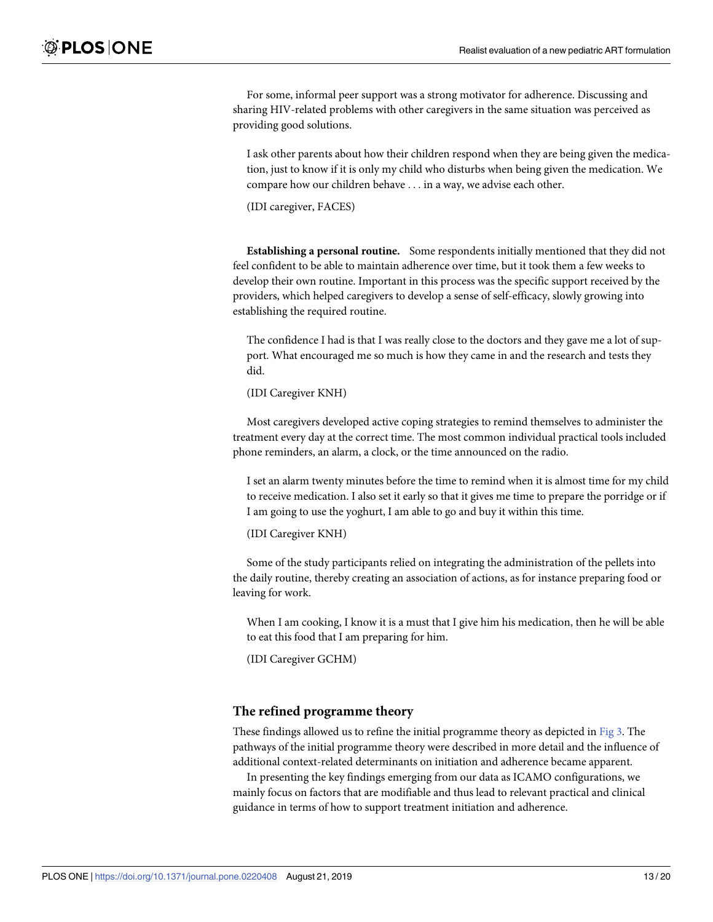For some, informal peer support was a strong motivator for adherence. Discussing and sharing HIV-related problems with other caregivers in the same situation was perceived as providing good solutions.

> I ask other parents about how their children respond when they are being given the medication, just to know if it is only my child who disturbs when being given the medication. We compare how our children behave . . . in a way, we advise each other.
>
> (IDI caregiver, FACES)

**Establishing a personal routine.** Some respondents initially mentioned that they did not feel confident to be able to maintain adherence over time, but it took them a few weeks to develop their own routine. Important in this process was the specific support received by the providers, which helped caregivers to develop a sense of self-efficacy, slowly growing into establishing the required routine.

> The confidence I had is that I was really close to the doctors and they gave me a lot of support. What encouraged me so much is how they came in and the research and tests they did.
>
> (IDI Caregiver KNH)

Most caregivers developed active coping strategies to remind themselves to administer the treatment every day at the correct time. The most common individual practical tools included phone reminders, an alarm, a clock, or the time announced on the radio.

> I set an alarm twenty minutes before the time to remind when it is almost time for my child to receive medication. I also set it early so that it gives me time to prepare the porridge or if I am going to use the yoghurt, I am able to go and buy it within this time.
>
> (IDI Caregiver KNH)

Some of the study participants relied on integrating the administration of the pellets into the daily routine, thereby creating an association of actions, as for instance preparing food or leaving for work.

> When I am cooking, I know it is a must that I give him his medication, then he will be able to eat this food that I am preparing for him.
>
> (IDI Caregiver GCHM)

## The refined programme theory

These findings allowed us to refine the initial programme theory as depicted in Fig 3. The pathways of the initial programme theory were described in more detail and the influence of additional context-related determinants on initiation and adherence became apparent.

In presenting the key findings emerging from our data as ICAMO configurations, we mainly focus on factors that are modifiable and thus lead to relevant practical and clinical guidance in terms of how to support treatment initiation and adherence.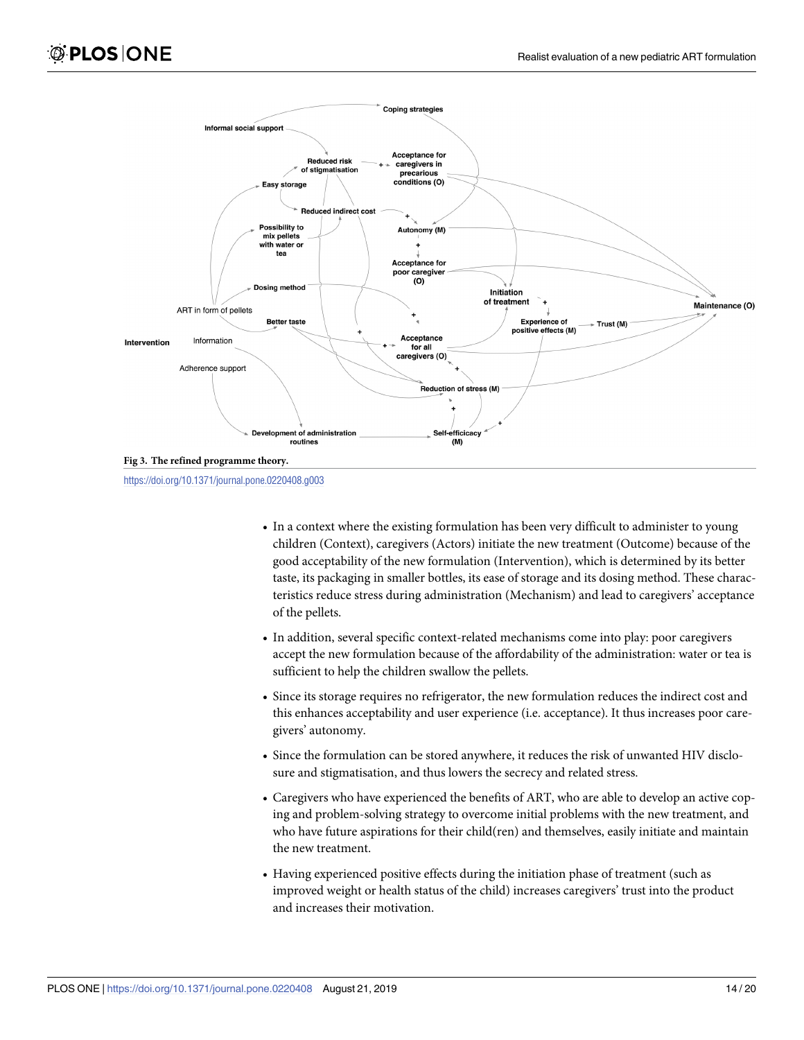Fig 3. The refined programme theory.

https://doi.org/10.1371/journal.pone.0220408.g003

- In a context where the existing formulation has been very difficult to administer to young children (Context), caregivers (Actors) initiate the new treatment (Outcome) because of the good acceptability of the new formulation (Intervention), which is determined by its better taste, its packaging in smaller bottles, its ease of storage and its dosing method. These characteristics reduce stress during administration (Mechanism) and lead to caregivers' acceptance of the pellets.
- In addition, several specific context-related mechanisms come into play: poor caregivers accept the new formulation because of the affordability of the administration: water or tea is sufficient to help the children swallow the pellets.
- Since its storage requires no refrigerator, the new formulation reduces the indirect cost and this enhances acceptability and user experience (i.e. acceptance). It thus increases poor caregivers' autonomy.
- Since the formulation can be stored anywhere, it reduces the risk of unwanted HIV disclosure and stigmatisation, and thus lowers the secrecy and related stress.
- Caregivers who have experienced the benefits of ART, who are able to develop an active coping and problem-solving strategy to overcome initial problems with the new treatment, and who have future aspirations for their child(ren) and themselves, easily initiate and maintain the new treatment.
- Having experienced positive effects during the initiation phase of treatment (such as improved weight or health status of the child) increases caregivers' trust into the product and increases their motivation.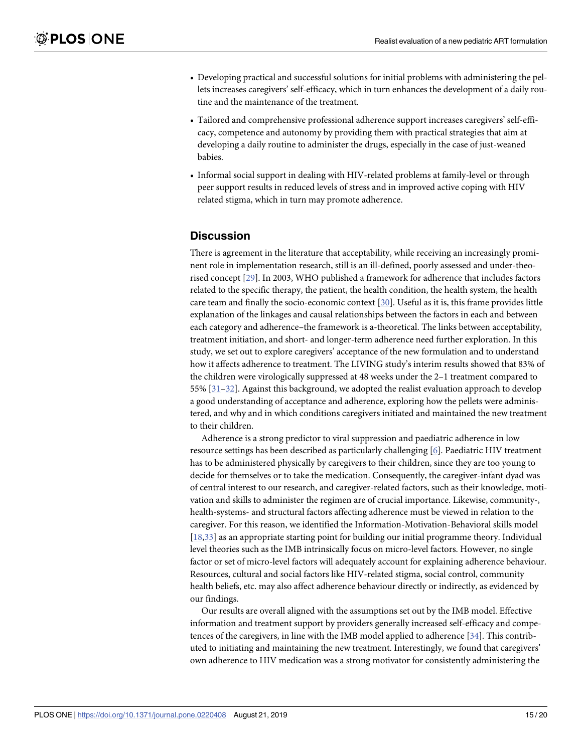- Developing practical and successful solutions for initial problems with administering the pellets increases caregivers' self-efficacy, which in turn enhances the development of a daily routine and the maintenance of the treatment.
- Tailored and comprehensive professional adherence support increases caregivers' self-efficacy, competence and autonomy by providing them with practical strategies that aim at developing a daily routine to administer the drugs, especially in the case of just-weaned babies.
- Informal social support in dealing with HIV-related problems at family-level or through peer support results in reduced levels of stress and in improved active coping with HIV related stigma, which in turn may promote adherence.

## Discussion

There is agreement in the literature that acceptability, while receiving an increasingly prominent role in implementation research, still is an ill-defined, poorly assessed and under-theorised concept [29]. In 2003, WHO published a framework for adherence that includes factors related to the specific therapy, the patient, the health condition, the health system, the health care team and finally the socio-economic context [30]. Useful as it is, this frame provides little explanation of the linkages and causal relationships between the factors in each and between each category and adherence–the framework is a-theoretical. The links between acceptability, treatment initiation, and short- and longer-term adherence need further exploration. In this study, we set out to explore caregivers' acceptance of the new formulation and to understand how it affects adherence to treatment. The LIVING study's interim results showed that 83% of the children were virologically suppressed at 48 weeks under the 2–1 treatment compared to 55% [31–32]. Against this background, we adopted the realist evaluation approach to develop a good understanding of acceptance and adherence, exploring how the pellets were administered, and why and in which conditions caregivers initiated and maintained the new treatment to their children.

Adherence is a strong predictor to viral suppression and paediatric adherence in low resource settings has been described as particularly challenging [6]. Paediatric HIV treatment has to be administered physically by caregivers to their children, since they are too young to decide for themselves or to take the medication. Consequently, the caregiver-infant dyad was of central interest to our research, and caregiver-related factors, such as their knowledge, motivation and skills to administer the regimen are of crucial importance. Likewise, community-, health-systems- and structural factors affecting adherence must be viewed in relation to the caregiver. For this reason, we identified the Information-Motivation-Behavioral skills model [18,33] as an appropriate starting point for building our initial programme theory. Individual level theories such as the IMB intrinsically focus on micro-level factors. However, no single factor or set of micro-level factors will adequately account for explaining adherence behaviour. Resources, cultural and social factors like HIV-related stigma, social control, community health beliefs, etc. may also affect adherence behaviour directly or indirectly, as evidenced by our findings.

Our results are overall aligned with the assumptions set out by the IMB model. Effective information and treatment support by providers generally increased self-efficacy and competences of the caregivers, in line with the IMB model applied to adherence [34]. This contributed to initiating and maintaining the new treatment. Interestingly, we found that caregivers' own adherence to HIV medication was a strong motivator for consistently administering the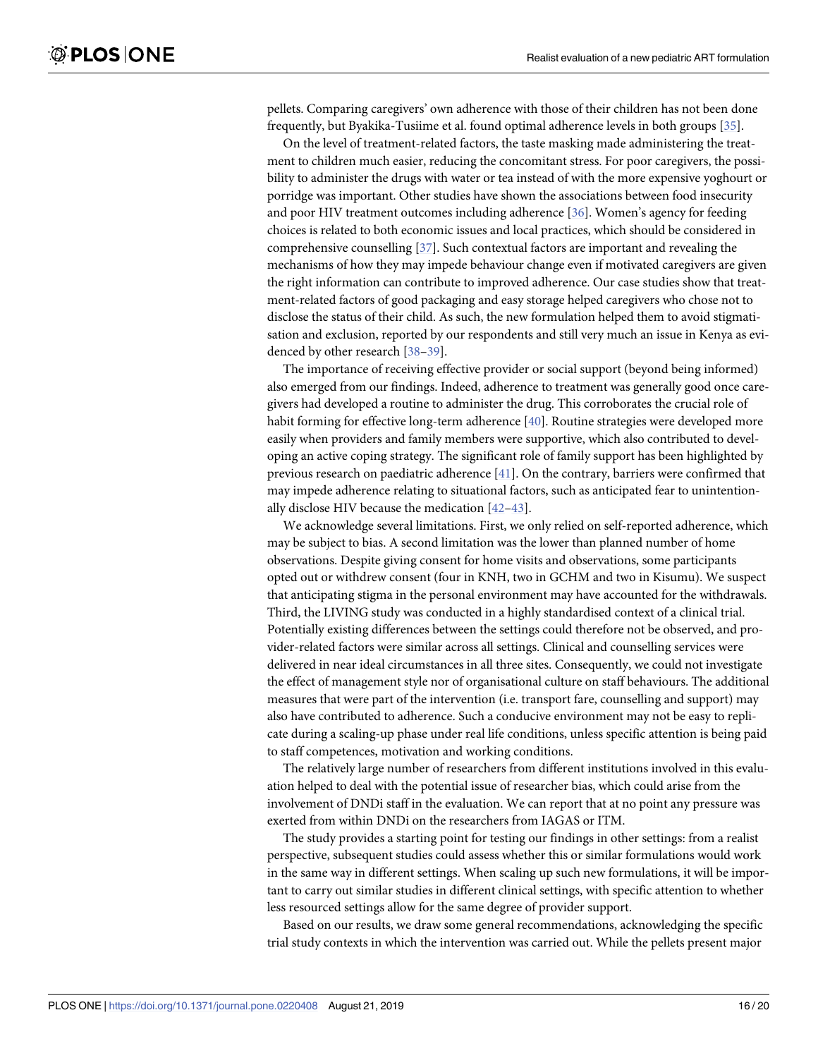pellets. Comparing caregivers' own adherence with those of their children has not been done frequently, but Byakika-Tusiime et al. found optimal adherence levels in both groups [35].

On the level of treatment-related factors, the taste masking made administering the treatment to children much easier, reducing the concomitant stress. For poor caregivers, the possibility to administer the drugs with water or tea instead of with the more expensive yoghourt or porridge was important. Other studies have shown the associations between food insecurity and poor HIV treatment outcomes including adherence [36]. Women's agency for feeding choices is related to both economic issues and local practices, which should be considered in comprehensive counselling [37]. Such contextual factors are important and revealing the mechanisms of how they may impede behaviour change even if motivated caregivers are given the right information can contribute to improved adherence. Our case studies show that treatment-related factors of good packaging and easy storage helped caregivers who chose not to disclose the status of their child. As such, the new formulation helped them to avoid stigmatisation and exclusion, reported by our respondents and still very much an issue in Kenya as evidenced by other research [38–39].

The importance of receiving effective provider or social support (beyond being informed) also emerged from our findings. Indeed, adherence to treatment was generally good once caregivers had developed a routine to administer the drug. This corroborates the crucial role of habit forming for effective long-term adherence [40]. Routine strategies were developed more easily when providers and family members were supportive, which also contributed to developing an active coping strategy. The significant role of family support has been highlighted by previous research on paediatric adherence [41]. On the contrary, barriers were confirmed that may impede adherence relating to situational factors, such as anticipated fear to unintentionally disclose HIV because the medication [42–43].

We acknowledge several limitations. First, we only relied on self-reported adherence, which may be subject to bias. A second limitation was the lower than planned number of home observations. Despite giving consent for home visits and observations, some participants opted out or withdrew consent (four in KNH, two in GCHM and two in Kisumu). We suspect that anticipating stigma in the personal environment may have accounted for the withdrawals. Third, the LIVING study was conducted in a highly standardised context of a clinical trial. Potentially existing differences between the settings could therefore not be observed, and provider-related factors were similar across all settings. Clinical and counselling services were delivered in near ideal circumstances in all three sites. Consequently, we could not investigate the effect of management style nor of organisational culture on staff behaviours. The additional measures that were part of the intervention (i.e. transport fare, counselling and support) may also have contributed to adherence. Such a conducive environment may not be easy to replicate during a scaling-up phase under real life conditions, unless specific attention is being paid to staff competences, motivation and working conditions.

The relatively large number of researchers from different institutions involved in this evaluation helped to deal with the potential issue of researcher bias, which could arise from the involvement of DNDi staff in the evaluation. We can report that at no point any pressure was exerted from within DNDi on the researchers from IAGAS or ITM.

The study provides a starting point for testing our findings in other settings: from a realist perspective, subsequent studies could assess whether this or similar formulations would work in the same way in different settings. When scaling up such new formulations, it will be important to carry out similar studies in different clinical settings, with specific attention to whether less resourced settings allow for the same degree of provider support.

Based on our results, we draw some general recommendations, acknowledging the specific trial study contexts in which the intervention was carried out. While the pellets present major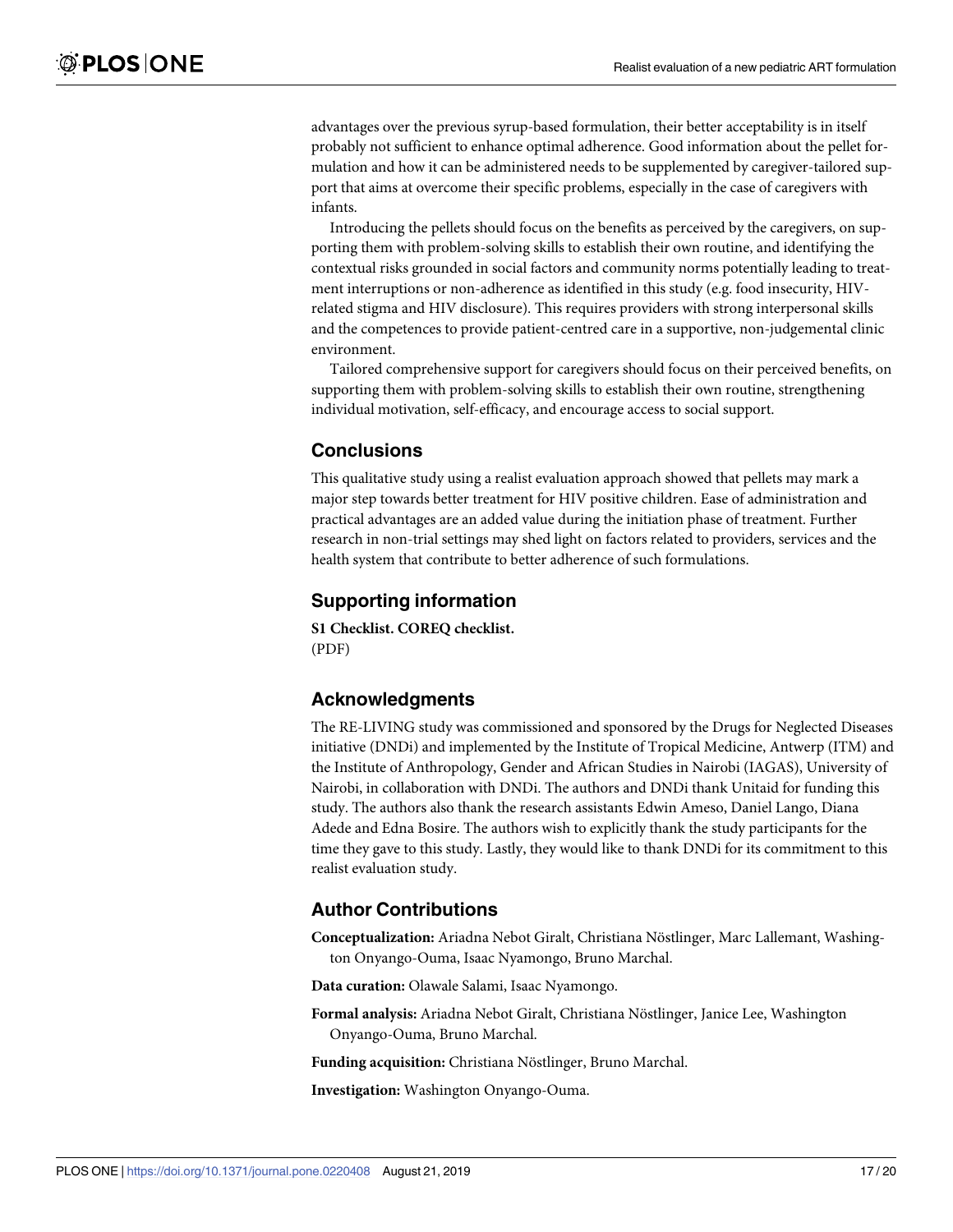advantages over the previous syrup-based formulation, their better acceptability is in itself probably not sufficient to enhance optimal adherence. Good information about the pellet formulation and how it can be administered needs to be supplemented by caregiver-tailored support that aims at overcome their specific problems, especially in the case of caregivers with infants.

Introducing the pellets should focus on the benefits as perceived by the caregivers, on supporting them with problem-solving skills to establish their own routine, and identifying the contextual risks grounded in social factors and community norms potentially leading to treatment interruptions or non-adherence as identified in this study (e.g. food insecurity, HIV-related stigma and HIV disclosure). This requires providers with strong interpersonal skills and the competences to provide patient-centred care in a supportive, non-judgemental clinic environment.

Tailored comprehensive support for caregivers should focus on their perceived benefits, on supporting them with problem-solving skills to establish their own routine, strengthening individual motivation, self-efficacy, and encourage access to social support.

## Conclusions

This qualitative study using a realist evaluation approach showed that pellets may mark a major step towards better treatment for HIV positive children. Ease of administration and practical advantages are an added value during the initiation phase of treatment. Further research in non-trial settings may shed light on factors related to providers, services and the health system that contribute to better adherence of such formulations.

## Supporting information

**S1 Checklist. COREQ checklist.**
(PDF)

## Acknowledgments

The RE-LIVING study was commissioned and sponsored by the Drugs for Neglected Diseases initiative (DNDi) and implemented by the Institute of Tropical Medicine, Antwerp (ITM) and the Institute of Anthropology, Gender and African Studies in Nairobi (IAGAS), University of Nairobi, in collaboration with DNDi. The authors and DNDi thank Unitaid for funding this study. The authors also thank the research assistants Edwin Ameso, Daniel Lango, Diana Adede and Edna Bosire. The authors wish to explicitly thank the study participants for the time they gave to this study. Lastly, they would like to thank DNDi for its commitment to this realist evaluation study.

## Author Contributions

**Conceptualization:** Ariadna Nebot Giralt, Christiana Nöstlinger, Marc Lallemant, Washington Onyango-Ouma, Isaac Nyamongo, Bruno Marchal.

**Data curation:** Olawale Salami, Isaac Nyamongo.

**Formal analysis:** Ariadna Nebot Giralt, Christiana Nöstlinger, Janice Lee, Washington Onyango-Ouma, Bruno Marchal.

**Funding acquisition:** Christiana Nöstlinger, Bruno Marchal.

**Investigation:** Washington Onyango-Ouma.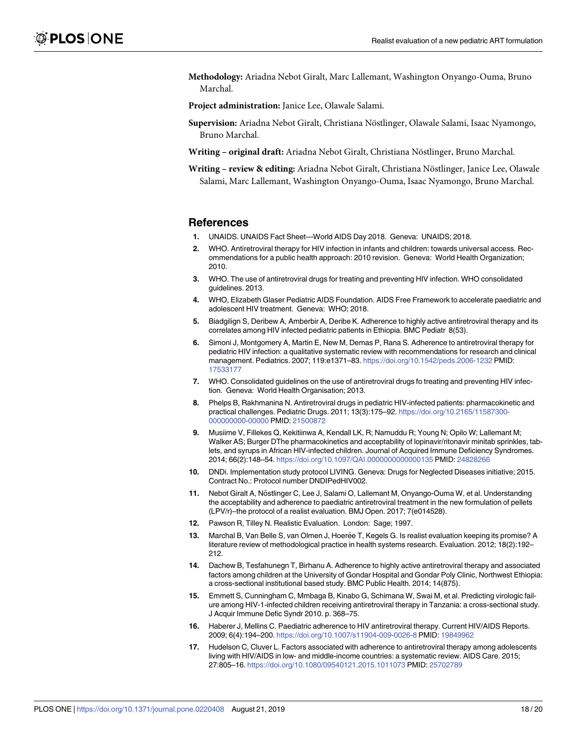**Methodology:** Ariadna Nebot Giralt, Marc Lallemant, Washington Onyango-Ouma, Bruno Marchal.

**Project administration:** Janice Lee, Olawale Salami.

**Supervision:** Ariadna Nebot Giralt, Christiana Nöstlinger, Olawale Salami, Isaac Nyamongo, Bruno Marchal.

**Writing – original draft:** Ariadna Nebot Giralt, Christiana Nöstlinger, Bruno Marchal.

**Writing – review & editing:** Ariadna Nebot Giralt, Christiana Nöstlinger, Janice Lee, Olawale Salami, Marc Lallemant, Washington Onyango-Ouma, Isaac Nyamongo, Bruno Marchal.

## References

1. UNAIDS. UNAIDS Fact Sheet—World AIDS Day 2018. Geneva: UNAIDS; 2018.
2. WHO. Antiretroviral therapy for HIV infection in infants and children: towards universal access. Recommendations for a public health approach: 2010 revision. Geneva: World Health Organization; 2010.
3. WHO. The use of antiretroviral drugs for treating and preventing HIV infection. WHO consolidated guidelines. 2013.
4. WHO, Elizabeth Glaser Pediatric AIDS Foundation. AIDS Free Framework to accelerate paediatric and adolescent HIV treatment. Geneva: WHO; 2018.
5. Biadgilign S, Deribew A, Amberbir A, Deribe K. Adherence to highly active antiretroviral therapy and its correlates among HIV infected pediatric patients in Ethiopia. BMC Pediatr 8(53).
6. Simoni J, Montgomery A, Martin E, New M, Demas P, Rana S. Adherence to antiretroviral therapy for pediatric HIV infection: a qualitative systematic review with recommendations for research and clinical management. Pediatrics. 2007; 119:e1371–83. https://doi.org/10.1542/peds.2006-1232 PMID: 17533177
7. WHO. Consolidated guidelines on the use of antiretroviral drugs fo treating and preventing HIV infection. Geneva: World Health Organisation; 2013.
8. Phelps B, Rakhmanina N. Antiretroviral drugs in pediatric HIV-infected patients: pharmacokinetic and practical challenges. Pediatric Drugs. 2011; 13(3):175–92. https://doi.org/10.2165/11587300-000000000-00000 PMID: 21500872
9. Musiime V, Fillekes Q, Kekitiinwa A, Kendall LK, R; Namuddu R; Young N; Opilo W; Lallemant M; Walker AS; Burger DThe pharmacokinetics and acceptability of lopinavir/ritonavir minitab sprinkles, tablets, and syrups in African HIV-infected children. Journal of Acquired Immune Deficiency Syndromes. 2014; 66(2):148–54. https://doi.org/10.1097/QAI.0000000000000135 PMID: 24828266
10. DNDi. Implementation study protocol LIVING. Geneva: Drugs for Neglected Diseases initiative; 2015. Contract No.: Protocol number DNDIPedHIV002.
11. Nebot Giralt A, Nöstlinger C, Lee J, Salami O, Lallemant M, Onyango-Ouma W, et al. Understanding the acceptability and adherence to paediatric antiretroviral treatment in the new formulation of pellets (LPV/r)–the protocol of a realist evaluation. BMJ Open. 2017; 7(e014528).
12. Pawson R, Tilley N. Realistic Evaluation. London: Sage; 1997.
13. Marchal B, Van Belle S, van Olmen J, Hoerée T, Kegels G. Is realist evaluation keeping its promise? A literature review of methodological practice in health systems research. Evaluation. 2012; 18(2):192–212.
14. Dachew B, Tesfahunegn T, Birhanu A. Adherence to highly active antiretroviral therapy and associated factors among children at the University of Gondar Hospital and Gondar Poly Clinic, Northwest Ethiopia: a cross-sectional institutional based study. BMC Public Health. 2014; 14(875).
15. Emmett S, Cunningham C, Mmbaga B, Kinabo G, Schimana W, Swai M, et al. Predicting virologic failure among HIV-1-infected children receiving antiretroviral therapy in Tanzania: a cross-sectional study. J Acquir Immune Defic Syndr 2010. p. 368–75.
16. Haberer J, Mellins C. Paediatric adherence to HIV antiretroviral therapy. Current HIV/AIDS Reports. 2009; 6(4):194–200. https://doi.org/10.1007/s11904-009-0026-8 PMID: 19849962
17. Hudelson C, Cluver L. Factors associated with adherence to antiretroviral therapy among adolescents living with HIV/AIDS in low- and middle-income countries: a systematic review. AIDS Care. 2015; 27:805–16. https://doi.org/10.1080/09540121.2015.1011073 PMID: 25702789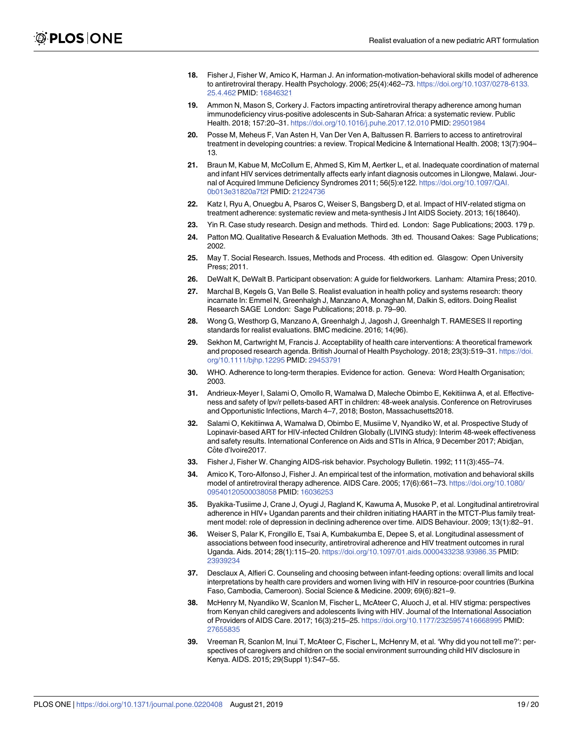18. Fisher J, Fisher W, Amico K, Harman J. An information-motivation-behavioral skills model of adherence to antiretroviral therapy. Health Psychology. 2006; 25(4):462–73. https://doi.org/10.1037/0278-6133.25.4.462 PMID: 16846321

19. Ammon N, Mason S, Corkery J. Factors impacting antiretroviral therapy adherence among human immunodeficiency virus-positive adolescents in Sub-Saharan Africa: a systematic review. Public Health. 2018; 157:20–31. https://doi.org/10.1016/j.puhe.2017.12.010 PMID: 29501984

20. Posse M, Meheus F, Van Asten H, Van Der Ven A, Baltussen R. Barriers to access to antiretroviral treatment in developing countries: a review. Tropical Medicine & International Health. 2008; 13(7):904–13.

21. Braun M, Kabue M, McCollum E, Ahmed S, Kim M, Aertker L, et al. Inadequate coordination of maternal and infant HIV services detrimentally affects early infant diagnosis outcomes in Lilongwe, Malawi. Journal of Acquired Immune Deficiency Syndromes 2011; 56(5):e122. https://doi.org/10.1097/QAI.0b013e31820a7f2f PMID: 21224736

22. Katz I, Ryu A, Onuegbu A, Psaros C, Weiser S, Bangsberg D, et al. Impact of HIV-related stigma on treatment adherence: systematic review and meta-synthesis J Int AIDS Society. 2013; 16(18640).

23. Yin R. Case study research. Design and methods. Third ed. London: Sage Publications; 2003. 179 p.

24. Patton MQ. Qualitative Research & Evaluation Methods. 3th ed. Thousand Oakes: Sage Publications; 2002.

25. May T. Social Research. Issues, Methods and Process. 4th edition ed. Glasgow: Open University Press; 2011.

26. DeWalt K, DeWalt B. Participant observation: A guide for fieldworkers. Lanham: Altamira Press; 2010.

27. Marchal B, Kegels G, Van Belle S. Realist evaluation in health policy and systems research: theory incarnate In: Emmel N, Greenhalgh J, Manzano A, Monaghan M, Dalkin S, editors. Doing Realist Research SAGE London: Sage Publications; 2018. p. 79–90.

28. Wong G, Westhorp G, Manzano A, Greenhalgh J, Jagosh J, Greenhalgh T. RAMESES II reporting standards for realist evaluations. BMC medicine. 2016; 14(96).

29. Sekhon M, Cartwright M, Francis J. Acceptability of health care interventions: A theoretical framework and proposed research agenda. British Journal of Health Psychology. 2018; 23(3):519–31. https://doi.org/10.1111/bjhp.12295 PMID: 29453791

30. WHO. Adherence to long-term therapies. Evidence for action. Geneva: Word Health Organisation; 2003.

31. Andrieux-Meyer I, Salami O, Omollo R, Wamalwa D, Maleche Obimbo E, Kekitiinwa A, et al. Effectiveness and safety of lpv/r pellets-based ART in children: 48-week analysis. Conference on Retroviruses and Opportunistic Infections, March 4–7, 2018; Boston, Massachusetts2018.

32. Salami O, Kekitiinwa A, Wamalwa D, Obimbo E, Musiime V, Nyandiko W, et al. Prospective Study of Lopinavir-based ART for HIV-infected Children Globally (LIVING study): Interim 48-week effectiveness and safety results. International Conference on Aids and STIs in Africa, 9 December 2017; Abidjan, Côte d'Ivoire2017.

33. Fisher J, Fisher W. Changing AIDS-risk behavior. Psychology Bulletin. 1992; 111(3):455–74.

34. Amico K, Toro-Alfonso J, Fisher J. An empirical test of the information, motivation and behavioral skills model of antiretroviral therapy adherence. AIDS Care. 2005; 17(6):661–73. https://doi.org/10.1080/09540120500038058 PMID: 16036253

35. Byakika-Tusiime J, Crane J, Oyugi J, Ragland K, Kawuma A, Musoke P, et al. Longitudinal antiretroviral adherence in HIV+ Ugandan parents and their children initiating HAART in the MTCT-Plus family treatment model: role of depression in declining adherence over time. AIDS Behaviour. 2009; 13(1):82–91.

36. Weiser S, Palar K, Frongillo E, Tsai A, Kumbakumba E, Depee S, et al. Longitudinal assessment of associations between food insecurity, antiretroviral adherence and HIV treatment outcomes in rural Uganda. Aids. 2014; 28(1):115–20. https://doi.org/10.1097/01.aids.0000433238.93986.35 PMID: 23939234

37. Desclaux A, Alfieri C. Counseling and choosing between infant-feeding options: overall limits and local interpretations by health care providers and women living with HIV in resource-poor countries (Burkina Faso, Cambodia, Cameroon). Social Science & Medicine. 2009; 69(6):821–9.

38. McHenry M, Nyandiko W, Scanlon M, Fischer L, McAteer C, Aluoch J, et al. HIV stigma: perspectives from Kenyan child caregivers and adolescents living with HIV. Journal of the International Association of Providers of AIDS Care. 2017; 16(3):215–25. https://doi.org/10.1177/2325957416668995 PMID: 27655835

39. Vreeman R, Scanlon M, Inui T, McAteer C, Fischer L, McHenry M, et al. 'Why did you not tell me?': perspectives of caregivers and children on the social environment surrounding child HIV disclosure in Kenya. AIDS. 2015; 29(Suppl 1):S47–55.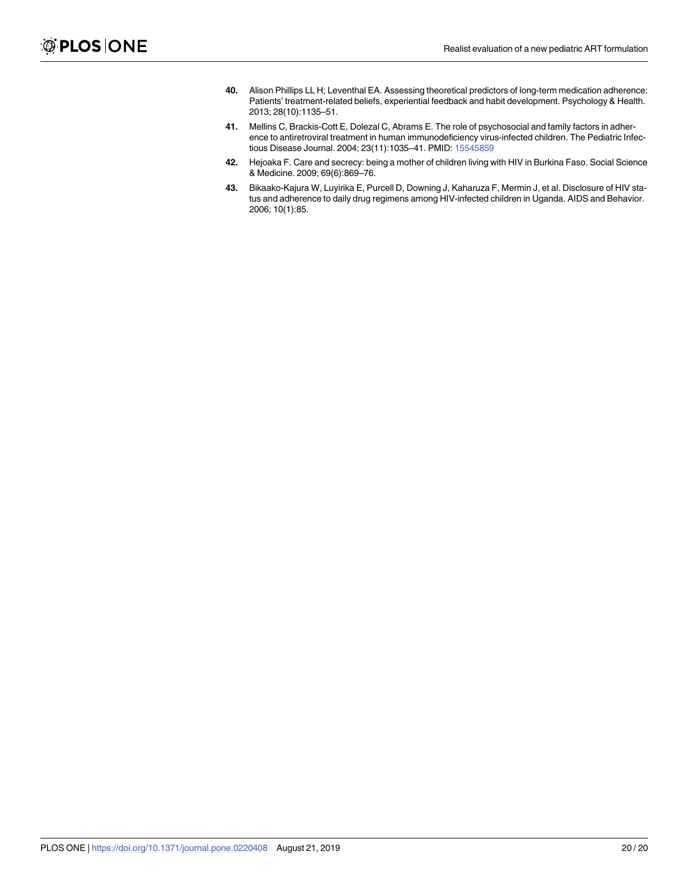40. Alison Phillips LL H; Leventhal EA. Assessing theoretical predictors of long-term medication adherence: Patients' treatment-related beliefs, experiential feedback and habit development. Psychology & Health. 2013; 28(10):1135–51.

41. Mellins C, Brackis-Cott E, Dolezal C, Abrams E. The role of psychosocial and family factors in adherence to antiretroviral treatment in human immunodeficiency virus-infected children. The Pediatric Infectious Disease Journal. 2004; 23(11):1035–41. PMID: 15545859

42. Hejoaka F. Care and secrecy: being a mother of children living with HIV in Burkina Faso. Social Science & Medicine. 2009; 69(6):869–76.

43. Bikaako-Kajura W, Luyirika E, Purcell D, Downing J, Kaharuza F, Mermin J, et al. Disclosure of HIV status and adherence to daily drug regimens among HIV-infected children in Uganda. AIDS and Behavior. 2006; 10(1):85.